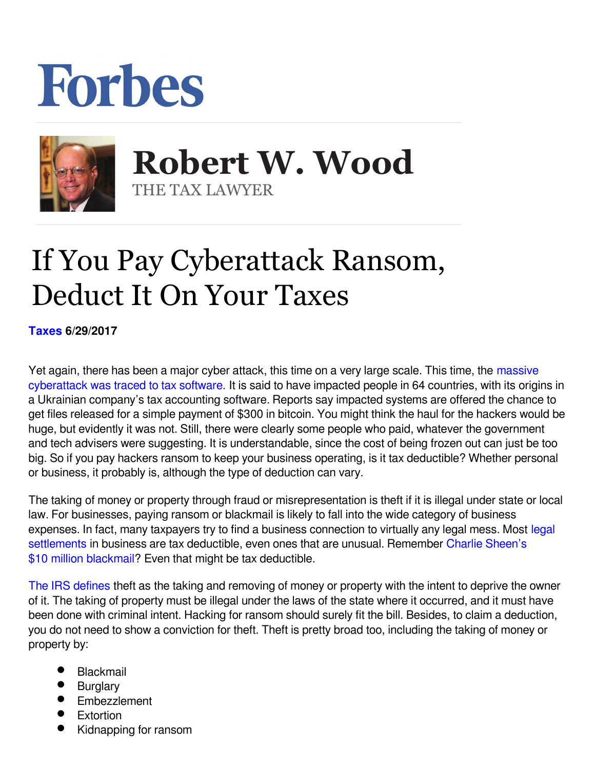# Forbes

## Robert W. Wood

THE TAX LAWYER

# If You Pay Cyberattack Ransom, Deduct It On Your Taxes

**Taxes 6/29/2017**

Yet again, there has been a major cyber attack, this time on a very large scale. This time, the massive cyberattack was traced to tax software. It is said to have impacted people in 64 countries, with its origins in a Ukrainian company's tax accounting software. Reports say impacted systems are offered the chance to get files released for a simple payment of $300 in bitcoin. You might think the haul for the hackers would be huge, but evidently it was not. Still, there were clearly some people who paid, whatever the government and tech advisers were suggesting. It is understandable, since the cost of being frozen out can just be too big. So if you pay hackers ransom to keep your business operating, is it tax deductible? Whether personal or business, it probably is, although the type of deduction can vary.

The taking of money or property through fraud or misrepresentation is theft if it is illegal under state or local law. For businesses, paying ransom or blackmail is likely to fall into the wide category of business expenses. In fact, many taxpayers try to find a business connection to virtually any legal mess. Most legal settlements in business are tax deductible, even ones that are unusual. Remember Charlie Sheen's $10 million blackmail? Even that might be tax deductible.

The IRS defines theft as the taking and removing of money or property with the intent to deprive the owner of it. The taking of property must be illegal under the laws of the state where it occurred, and it must have been done with criminal intent. Hacking for ransom should surely fit the bill. Besides, to claim a deduction, you do not need to show a conviction for theft. Theft is pretty broad too, including the taking of money or property by:

- Blackmail
- Burglary
- Embezzlement
- Extortion
- Kidnapping for ransom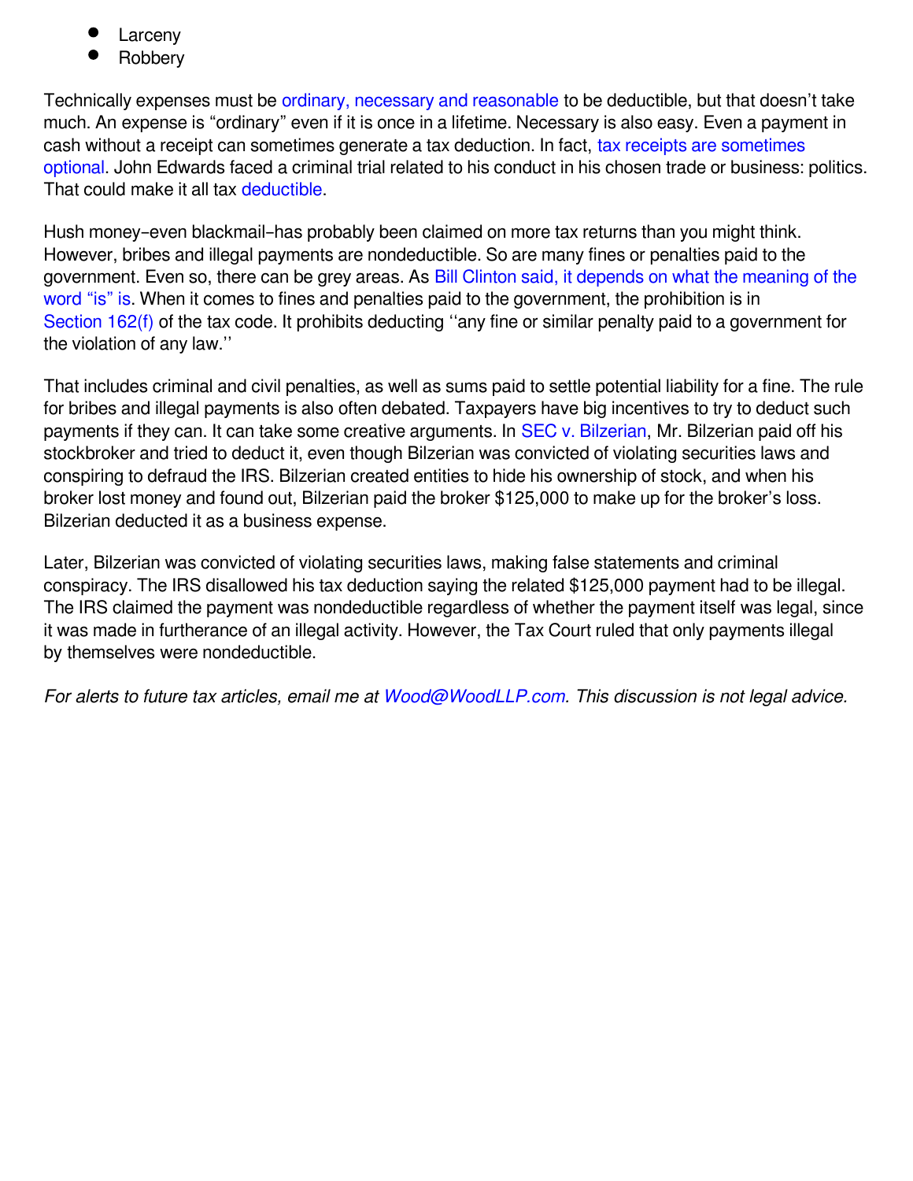- Larceny
- Robbery

Technically expenses must be ordinary, necessary and reasonable to be deductible, but that doesn't take much. An expense is "ordinary" even if it is once in a lifetime. Necessary is also easy. Even a payment in cash without a receipt can sometimes generate a tax deduction. In fact, tax receipts are sometimes optional. John Edwards faced a criminal trial related to his conduct in his chosen trade or business: politics. That could make it all tax deductible.

Hush money–even blackmail–has probably been claimed on more tax returns than you might think. However, bribes and illegal payments are nondeductible. So are many fines or penalties paid to the government. Even so, there can be grey areas. As Bill Clinton said, it depends on what the meaning of the word "is" is. When it comes to fines and penalties paid to the government, the prohibition is in Section 162(f) of the tax code. It prohibits deducting ''any fine or similar penalty paid to a government for the violation of any law.''

That includes criminal and civil penalties, as well as sums paid to settle potential liability for a fine. The rule for bribes and illegal payments is also often debated. Taxpayers have big incentives to try to deduct such payments if they can. It can take some creative arguments. In SEC v. Bilzerian, Mr. Bilzerian paid off his stockbroker and tried to deduct it, even though Bilzerian was convicted of violating securities laws and conspiring to defraud the IRS. Bilzerian created entities to hide his ownership of stock, and when his broker lost money and found out, Bilzerian paid the broker $125,000 to make up for the broker's loss. Bilzerian deducted it as a business expense.

Later, Bilzerian was convicted of violating securities laws, making false statements and criminal conspiracy. The IRS disallowed his tax deduction saying the related $125,000 payment had to be illegal. The IRS claimed the payment was nondeductible regardless of whether the payment itself was legal, since it was made in furtherance of an illegal activity. However, the Tax Court ruled that only payments illegal by themselves were nondeductible.

*For alerts to future tax articles, email me at Wood@WoodLLP.com. This discussion is not legal advice.*